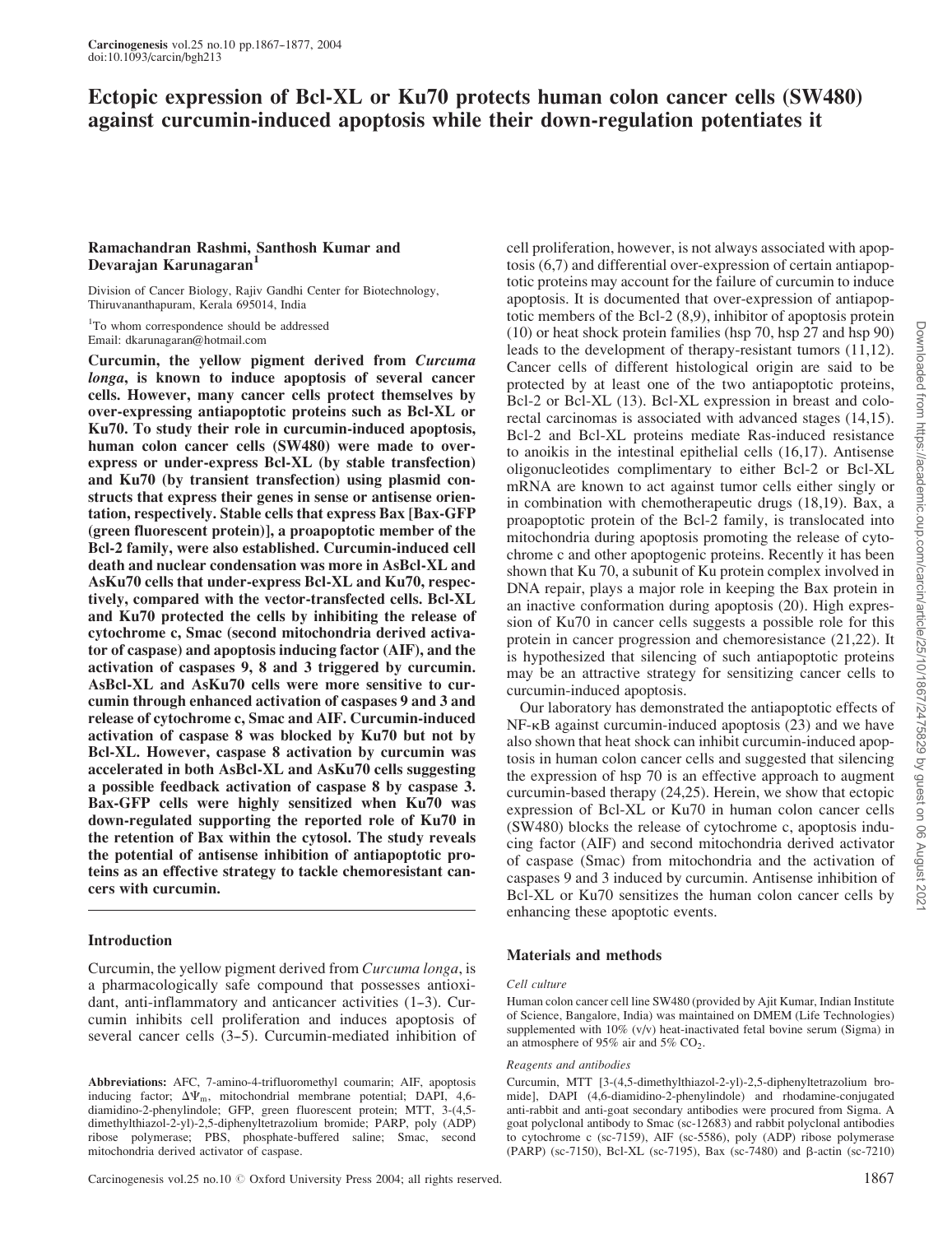# Ectopic expression of Bcl-XL or Ku70 protects human colon cancer cells (SW480) against curcumin-induced apoptosis while their down-regulation potentiates it

**Ramachandran Rashmi, Santhosh Kumar and Devarajan Karunagaran[1]**

Division of Cancer Biology, Rajiv Gandhi Center for Biotechnology, Thiruvananthapuram, Kerala 695014, India

[1]To whom correspondence should be addressed
Email: dkarunagaran@hotmail.com

**Curcumin, the yellow pigment derived from *Curcuma longa*, is known to induce apoptosis of several cancer cells. However, many cancer cells protect themselves by over-expressing antiapoptotic proteins such as Bcl-XL or Ku70. To study their role in curcumin-induced apoptosis, human colon cancer cells (SW480) were made to over-express or under-express Bcl-XL (by stable transfection) and Ku70 (by transient transfection) using plasmid constructs that express their genes in sense or antisense orientation, respectively. Stable cells that express Bax [Bax-GFP (green fluorescent protein)], a proapoptotic member of the Bcl-2 family, were also established. Curcumin-induced cell death and nuclear condensation was more in AsBcl-XL and AsKu70 cells that under-express Bcl-XL and Ku70, respectively, compared with the vector-transfected cells. Bcl-XL and Ku70 protected the cells by inhibiting the release of cytochrome c, Smac (second mitochondria derived activator of caspase) and apoptosis inducing factor (AIF), and the activation of caspases 9, 8 and 3 triggered by curcumin. AsBcl-XL and AsKu70 cells were more sensitive to curcumin through enhanced activation of caspases 9 and 3 and release of cytochrome c, Smac and AIF. Curcumin-induced activation of caspase 8 was blocked by Ku70 but not by Bcl-XL. However, caspase 8 activation by curcumin was accelerated in both AsBcl-XL and AsKu70 cells suggesting a possible feedback activation of caspase 8 by caspase 3. Bax-GFP cells were highly sensitized when Ku70 was down-regulated supporting the reported role of Ku70 in the retention of Bax within the cytosol. The study reveals the potential of antisense inhibition of antiapoptotic proteins as an effective strategy to tackle chemoresistant cancers with curcumin.**

## Introduction

Curcumin, the yellow pigment derived from *Curcuma longa*, is a pharmacologically safe compound that possesses antioxidant, anti-inflammatory and anticancer activities (1–3). Curcumin inhibits cell proliferation and induces apoptosis of several cancer cells (3–5). Curcumin-mediated inhibition of cell proliferation, however, is not always associated with apoptosis (6,7) and differential over-expression of certain antiapoptotic proteins may account for the failure of curcumin to induce apoptosis. It is documented that over-expression of antiapoptotic members of the Bcl-2 (8,9), inhibitor of apoptosis protein (10) or heat shock protein families (hsp 70, hsp 27 and hsp 90) leads to the development of therapy-resistant tumors (11,12). Cancer cells of different histological origin are said to be protected by at least one of the two antiapoptotic proteins, Bcl-2 or Bcl-XL (13). Bcl-XL expression in breast and colorectal carcinomas is associated with advanced stages (14,15). Bcl-2 and Bcl-XL proteins mediate Ras-induced resistance to anoikis in the intestinal epithelial cells (16,17). Antisense oligonucleotides complimentary to either Bcl-2 or Bcl-XL mRNA are known to act against tumor cells either singly or in combination with chemotherapeutic drugs (18,19). Bax, a proapoptotic protein of the Bcl-2 family, is translocated into mitochondria during apoptosis promoting the release of cytochrome c and other apoptogenic proteins. Recently it has been shown that Ku 70, a subunit of Ku protein complex involved in DNA repair, plays a major role in keeping the Bax protein in an inactive conformation during apoptosis (20). High expression of Ku70 in cancer cells suggests a possible role for this protein in cancer progression and chemoresistance (21,22). It is hypothesized that silencing of such antiapoptotic proteins may be an attractive strategy for sensitizing cancer cells to curcumin-induced apoptosis.

Our laboratory has demonstrated the antiapoptotic effects of NF-κB against curcumin-induced apoptosis (23) and we have also shown that heat shock can inhibit curcumin-induced apoptosis in human colon cancer cells and suggested that silencing the expression of hsp 70 is an effective approach to augment curcumin-based therapy (24,25). Herein, we show that ectopic expression of Bcl-XL or Ku70 in human colon cancer cells (SW480) blocks the release of cytochrome c, apoptosis inducing factor (AIF) and second mitochondria derived activator of caspase (Smac) from mitochondria and the activation of caspases 9 and 3 induced by curcumin. Antisense inhibition of Bcl-XL or Ku70 sensitizes the human colon cancer cells by enhancing these apoptotic events.

## Materials and methods

### *Cell culture*

Human colon cancer cell line SW480 (provided by Ajit Kumar, Indian Institute of Science, Bangalore, India) was maintained on DMEM (Life Technologies) supplemented with 10% (v/v) heat-inactivated fetal bovine serum (Sigma) in an atmosphere of 95% air and 5% $CO_2$.

### *Reagents and antibodies*

Curcumin, MTT [3-(4,5-dimethylthiazol-2-yl)-2,5-diphenyltetrazolium bromide], DAPI (4,6-diamidino-2-phenylindole) and rhodamine-conjugated anti-rabbit and anti-goat secondary antibodies were procured from Sigma. A goat polyclonal antibody to Smac (sc-12683) and rabbit polyclonal antibodies to cytochrome c (sc-7159), AIF (sc-5586), poly (ADP) ribose polymerase (PARP) (sc-7150), Bcl-XL (sc-7195), Bax (sc-7480) and β-actin (sc-7210)

---

**Abbreviations:** AFC, 7-amino-4-trifluoromethyl coumarin; AIF, apoptosis inducing factor; $\Delta\Psi_m$, mitochondrial membrane potential; DAPI, 4,6-diamidino-2-phenylindole; GFP, green fluorescent protein; MTT, 3-(4,5-dimethylthiazol-2-yl)-2,5-diphenyltetrazolium bromide; PARP, poly (ADP) ribose polymerase; PBS, phosphate-buffered saline; Smac, second mitochondria derived activator of caspase.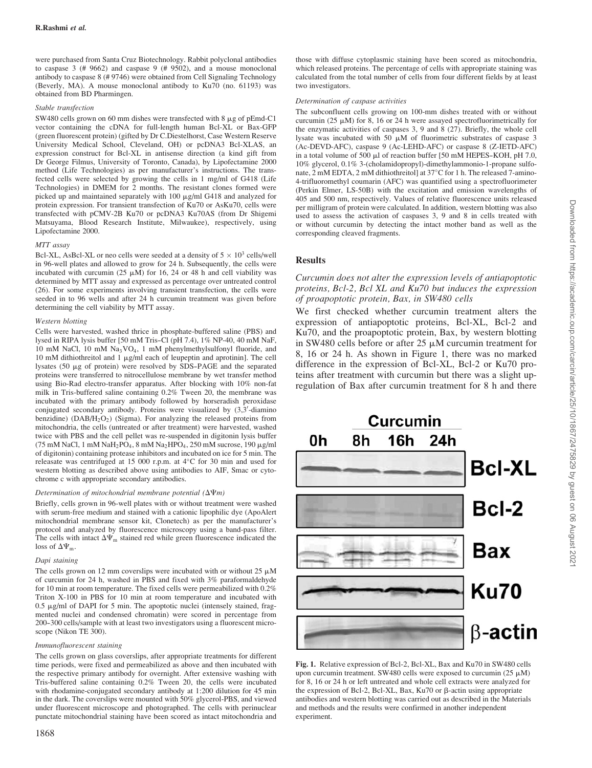were purchased from Santa Cruz Biotechnology. Rabbit polyclonal antibodies to caspase 3 (# 9662) and caspase 9 (# 9502), and a mouse monoclonal antibody to caspase 8 (# 9746) were obtained from Cell Signaling Technology (Beverly, MA). A mouse monoclonal antibody to Ku70 (no. 61193) was obtained from BD Pharmingen.

*Stable transfection*

SW480 cells grown on 60 mm dishes were transfected with 8 μg of pEmd-C1 vector containing the cDNA for full-length human Bcl-XL or Bax-GFP (green fluorescent protein) (gifted by Dr C.Diestelhorst, Case Western Reserve University Medical School, Cleveland, OH) or pcDNA3 Bcl-XLAS, an expression construct for Bcl-XL in antisense direction (a kind gift from Dr George Filmus, University of Toronto, Canada), by Lipofectamine 2000 method (Life Technologies) as per manufacturer's instructions. The transfected cells were selected by growing the cells in 1 mg/ml of G418 (Life Technologies) in DMEM for 2 months. The resistant clones formed were picked up and maintained separately with 100 μg/ml G418 and analyzed for protein expression. For transient transfection of Ku70 or AsKu70, cells were transfected with pCMV-2B Ku70 or pcDNA3 Ku70AS (from Dr Shigemi Matsuyama, Blood Research Institute, Milwaukee), respectively, using Lipofectamine 2000.

*MTT assay*

Bcl-XL, AsBcl-XL or neo cells were seeded at a density of $5 \times 10^3$ cells/well in 96-well plates and allowed to grow for 24 h. Subsequently, the cells were incubated with curcumin (25 μM) for 16, 24 or 48 h and cell viability was determined by MTT assay and expressed as percentage over untreated control (26). For some experiments involving transient transfection, the cells were seeded in to 96 wells and after 24 h curcumin treatment was given before determining the cell viability by MTT assay.

*Western blotting*

Cells were harvested, washed thrice in phosphate-buffered saline (PBS) and lysed in RIPA lysis buffer [50 mM Tris–Cl (pH 7.4), 1% NP-40, 40 mM NaF, 10 mM NaCl, 10 mM $Na_3VO_4$, 1 mM phenylmethylsulfonyl fluoride, and 10 mM dithiothreitol and 1 μg/ml each of leupeptin and aprotinin]. The cell lysates (50 μg of protein) were resolved by SDS–PAGE and the separated proteins were transferred to nitrocellulose membrane by wet transfer method using Bio-Rad electro-transfer apparatus. After blocking with 10% non-fat milk in Tris-buffered saline containing 0.2% Tween 20, the membrane was incubated with the primary antibody followed by horseradish peroxidase conjugated secondary antibody. Proteins were visualized by (3,3′-diamino benzidine) (DAB/$H_2O_2$) (Sigma). For analyzing the released proteins from mitochondria, the cells (untreated or after treatment) were harvested, washed twice with PBS and the cell pellet was re-suspended in digitonin lysis buffer (75 mM NaCl, 1 mM $NaH_2PO_4$, 8 mM $Na_2HPO_4$, 250 mM sucrose, 190 μg/ml of digitonin) containing protease inhibitors and incubated on ice for 5 min. The releasate was centrifuged at 15 000 r.p.m. at 4°C for 30 min and used for western blotting as described above using antibodies to AIF, Smac or cytochrome c with appropriate secondary antibodies.

*Determination of mitochondrial membrane potential ($\Delta\Psi m$)*

Briefly, cells grown in 96-well plates with or without treatment were washed with serum-free medium and stained with a cationic lipophilic dye (ApoAlert mitochondrial membrane sensor kit, Clonetech) as per the manufacturer's protocol and analyzed by fluorescence microscopy using a band-pass filter. The cells with intact $\Delta\Psi_m$ stained red while green fluorescence indicated the loss of $\Delta\Psi_m$.

*Dapi staining*

The cells grown on 12 mm coverslips were incubated with or without 25 μM of curcumin for 24 h, washed in PBS and fixed with 3% paraformaldehyde for 10 min at room temperature. The fixed cells were permeabilized with 0.2% Triton X-100 in PBS for 10 min at room temperature and incubated with 0.5 μg/ml of DAPI for 5 min. The apoptotic nuclei (intensely stained, fragmented nuclei and condensed chromatin) were scored in percentage from 200–300 cells/sample with at least two investigators using a fluorescent microscope (Nikon TE 300).

*Immunofluorescent staining*

The cells grown on glass coverslips, after appropriate treatments for different time periods, were fixed and permeabilized as above and then incubated with the respective primary antibody for overnight. After extensive washing with Tris-buffered saline containing 0.2% Tween 20, the cells were incubated with rhodamine-conjugated secondary antibody at 1:200 dilution for 45 min in the dark. The coverslips were mounted with 50% glycerol-PBS, and viewed under fluorescent microscope and photographed. The cells with perinuclear punctate mitochondrial staining have been scored as intact mitochondria and those with diffuse cytoplasmic staining have been scored as mitochondria, which released proteins. The percentage of cells with appropriate staining was calculated from the total number of cells from four different fields by at least two investigators.

*Determination of caspase activities*

The subconfluent cells growing on 100-mm dishes treated with or without curcumin (25 μM) for 8, 16 or 24 h were assayed spectrofluorimetrically for the enzymatic activities of caspases 3, 9 and 8 (27). Briefly, the whole cell lysate was incubated with 50 μM of fluorimetric substrates of caspase 3 (Ac-DEVD-AFC), caspase 9 (Ac-LEHD-AFC) or caspase 8 (Z-IETD-AFC) in a total volume of 500 μl of reaction buffer [50 mM HEPES–KOH, pH 7.0, 10% glycerol, 0.1% 3-(cholamidopropyl)-dimethylammonio-1-propane sulfonate, 2 mM EDTA, 2 mM dithiothreitol] at 37°C for 1 h. The released 7-amino-4-trifluoromethyl coumarin (AFC) was quantified using a spectrofluorimeter (Perkin Elmer, LS-50B) with the excitation and emission wavelengths of 405 and 500 nm, respectively. Values of relative fluorescence units released per milligram of protein were calculated. In addition, western blotting was also used to assess the activation of caspases 3, 9 and 8 in cells treated with or without curcumin by detecting the intact mother band as well as the corresponding cleaved fragments.

## Results

### *Curcumin does not alter the expression levels of antiapoptotic proteins, Bcl-2, Bcl XL and Ku70 but induces the expression of proapoptotic protein, Bax, in SW480 cells*

We first checked whether curcumin treatment alters the expression of antiapoptotic proteins, Bcl-XL, Bcl-2 and Ku70, and the proapoptotic protein, Bax, by western blotting in SW480 cells before or after 25 μM curcumin treatment for 8, 16 or 24 h. As shown in Figure 1, there was no marked difference in the expression of Bcl-XL, Bcl-2 or Ku70 proteins after treatment with curcumin but there was a slight up-regulation of Bax after curcumin treatment for 8 h and there

**Fig. 1.** Relative expression of Bcl-2, Bcl-XL, Bax and Ku70 in SW480 cells upon curcumin treatment. SW480 cells were exposed to curcumin (25 μM) for 8, 16 or 24 h or left untreated and whole cell extracts were analyzed for the expression of Bcl-2, Bcl-XL, Bax, Ku70 or β-actin using appropriate antibodies and western blotting was carried out as described in the Materials and methods and the results were confirmed in another independent experiment.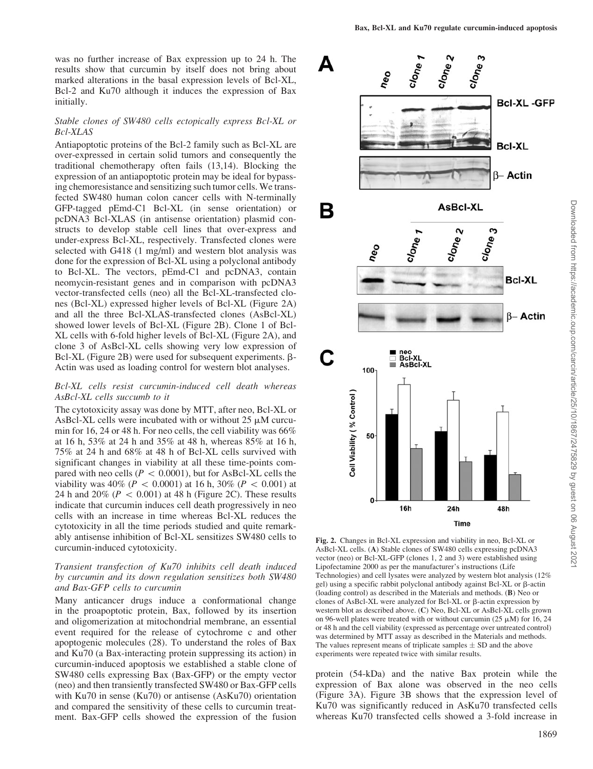was no further increase of Bax expression up to 24 h. The results show that curcumin by itself does not bring about marked alterations in the basal expression levels of Bcl-XL, Bcl-2 and Ku70 although it induces the expression of Bax initially.

### *Stable clones of SW480 cells ectopically express Bcl-XL or Bcl-XLAS*

Antiapoptotic proteins of the Bcl-2 family such as Bcl-XL are over-expressed in certain solid tumors and consequently the traditional chemotherapy often fails (13,14). Blocking the expression of an antiapoptotic protein may be ideal for bypassing chemoresistance and sensitizing such tumor cells. We transfected SW480 human colon cancer cells with N-terminally GFP-tagged pEmd-C1 Bcl-XL (in sense orientation) or pcDNA3 Bcl-XLAS (in antisense orientation) plasmid constructs to develop stable cell lines that over-express and under-express Bcl-XL, respectively. Transfected clones were selected with G418 (1 mg/ml) and western blot analysis was done for the expression of Bcl-XL using a polyclonal antibody to Bcl-XL. The vectors, pEmd-C1 and pcDNA3, contain neomycin-resistant genes and in comparison with pcDNA3 vector-transfected cells (neo) all the Bcl-XL-transfected clones (Bcl-XL) expressed higher levels of Bcl-XL (Figure 2A) and all the three Bcl-XLAS-transfected clones (AsBcl-XL) showed lower levels of Bcl-XL (Figure 2B). Clone 1 of Bcl-XL cells with 6-fold higher levels of Bcl-XL (Figure 2A), and clone 3 of AsBcl-XL cells showing very low expression of Bcl-XL (Figure 2B) were used for subsequent experiments. β-Actin was used as loading control for western blot analyses.

### *Bcl-XL cells resist curcumin-induced cell death whereas AsBcl-XL cells succumb to it*

The cytotoxicity assay was done by MTT, after neo, Bcl-XL or AsBcl-XL cells were incubated with or without 25 μM curcumin for 16, 24 or 48 h. For neo cells, the cell viability was 66% at 16 h, 53% at 24 h and 35% at 48 h, whereas 85% at 16 h, 75% at 24 h and 68% at 48 h of Bcl-XL cells survived with significant changes in viability at all these time-points compared with neo cells ($P < 0.0001$), but for AsBcl-XL cells the viability was 40% ($P < 0.0001$) at 16 h, 30% ($P < 0.001$) at 24 h and 20% ($P < 0.001$) at 48 h (Figure 2C). These results indicate that curcumin induces cell death progressively in neo cells with an increase in time whereas Bcl-XL reduces the cytotoxicity in all the time periods studied and quite remarkably antisense inhibition of Bcl-XL sensitizes SW480 cells to curcumin-induced cytotoxicity.

### *Transient transfection of Ku70 inhibits cell death induced by curcumin and its down regulation sensitizes both SW480 and Bax-GFP cells to curcumin*

Many anticancer drugs induce a conformational change in the proapoptotic protein, Bax, followed by its insertion and oligomerization at mitochondrial membrane, an essential event required for the release of cytochrome c and other apoptogenic molecules (28). To understand the roles of Bax and Ku70 (a Bax-interacting protein suppressing its action) in curcumin-induced apoptosis we established a stable clone of SW480 cells expressing Bax (Bax-GFP) or the empty vector (neo) and then transiently transfected SW480 or Bax-GFP cells with Ku70 in sense (Ku70) or antisense (AsKu70) orientation and compared the sensitivity of these cells to curcumin treatment. Bax-GFP cells showed the expression of the fusion protein (54-kDa) and the native Bax protein while the expression of Bax alone was observed in the neo cells (Figure 3A). Figure 3B shows that the expression level of Ku70 was significantly reduced in AsKu70 transfected cells whereas Ku70 transfected cells showed a 3-fold increase in

**Fig. 2.** Changes in Bcl-XL expression and viability in neo, Bcl-XL or AsBcl-XL cells. (**A**) Stable clones of SW480 cells expressing pcDNA3 vector (neo) or Bcl-XL-GFP (clones 1, 2 and 3) were established using Lipofectamine 2000 as per the manufacturer's instructions (Life Technologies) and cell lysates were analyzed by western blot analysis (12% gel) using a specific rabbit polyclonal antibody against Bcl-XL or β-actin (loading control) as described in the Materials and methods. (**B**) Neo or clones of AsBcl-XL were analyzed for Bcl-XL or β-actin expression by western blot as described above. (**C**) Neo, Bcl-XL or AsBcl-XL cells grown on 96-well plates were treated with or without curcumin (25 μM) for 16, 24 or 48 h and the cell viability (expressed as percentage over untreated control) was determined by MTT assay as described in the Materials and methods. The values represent means of triplicate samples ± SD and the above experiments were repeated twice with similar results.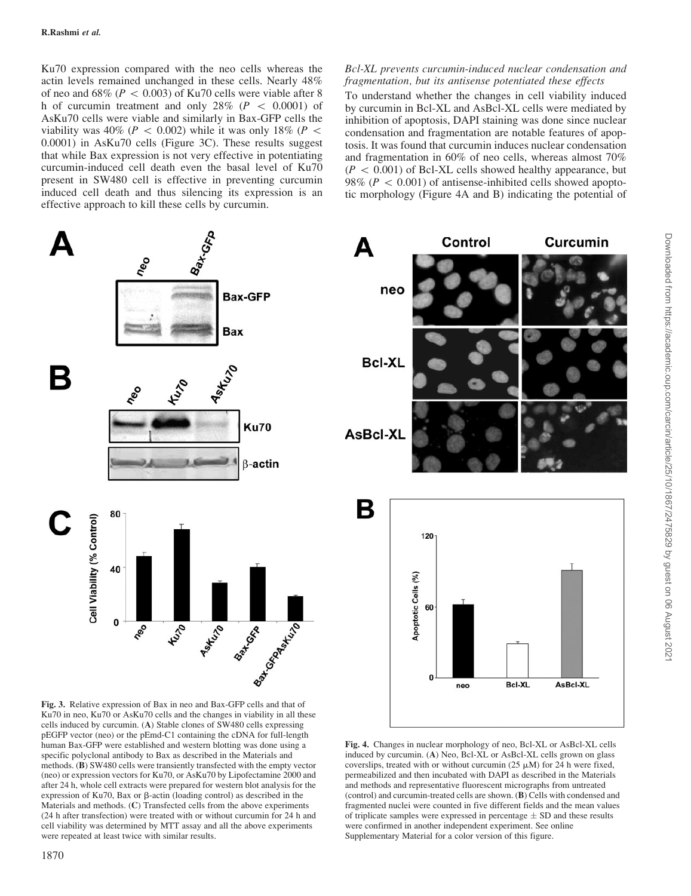Ku70 expression compared with the neo cells whereas the actin levels remained unchanged in these cells. Nearly 48% of neo and 68% ($P < 0.003$) of Ku70 cells were viable after 8 h of curcumin treatment and only 28% ($P < 0.0001$) of AsKu70 cells were viable and similarly in Bax-GFP cells the viability was 40% ($P < 0.002$) while it was only 18% ($P < 0.0001$) in AsKu70 cells (Figure 3C). These results suggest that while Bax expression is not very effective in potentiating curcumin-induced cell death even the basal level of Ku70 present in SW480 cell is effective in preventing curcumin induced cell death and thus silencing its expression is an effective approach to kill these cells by curcumin.

### *Bcl-XL prevents curcumin-induced nuclear condensation and fragmentation, but its antisense potentiated these effects*

To understand whether the changes in cell viability induced by curcumin in Bcl-XL and AsBcl-XL cells were mediated by inhibition of apoptosis, DAPI staining was done since nuclear condensation and fragmentation are notable features of apoptosis. It was found that curcumin induces nuclear condensation and fragmentation in 60% of neo cells, whereas almost 70% ($P < 0.001$) of Bcl-XL cells showed healthy appearance, but 98% ($P < 0.001$) of antisense-inhibited cells showed apoptotic morphology (Figure 4A and B) indicating the potential of

**Fig. 3.** Relative expression of Bax in neo and Bax-GFP cells and that of Ku70 in neo, Ku70 or AsKu70 cells and the changes in viability in all these cells induced by curcumin. (**A**) Stable clones of SW480 cells expressing pEGFP vector (neo) or the pEmd-C1 containing the cDNA for full-length human Bax-GFP were established and western blotting was done using a specific polyclonal antibody to Bax as described in the Materials and methods. (**B**) SW480 cells were transiently transfected with the empty vector (neo) or expression vectors for Ku70, or AsKu70 by Lipofectamine 2000 and after 24 h, whole cell extracts were prepared for western blot analysis for the expression of Ku70, Bax or β-actin (loading control) as described in the Materials and methods. (**C**) Transfected cells from the above experiments (24 h after transfection) were treated with or without curcumin for 24 h and cell viability was determined by MTT assay and all the above experiments were repeated at least twice with similar results.

**Fig. 4.** Changes in nuclear morphology of neo, Bcl-XL or AsBcl-XL cells induced by curcumin. (**A**) Neo, Bcl-XL or AsBcl-XL cells grown on glass coverslips, treated with or without curcumin (25 μM) for 24 h were fixed, permeabilized and then incubated with DAPI as described in the Materials and methods and representative fluorescent micrographs from untreated (control) and curcumin-treated cells are shown. (**B**) Cells with condensed and fragmented nuclei were counted in five different fields and the mean values of triplicate samples were expressed in percentage ± SD and these results were confirmed in another independent experiment. See online Supplementary Material for a color version of this figure.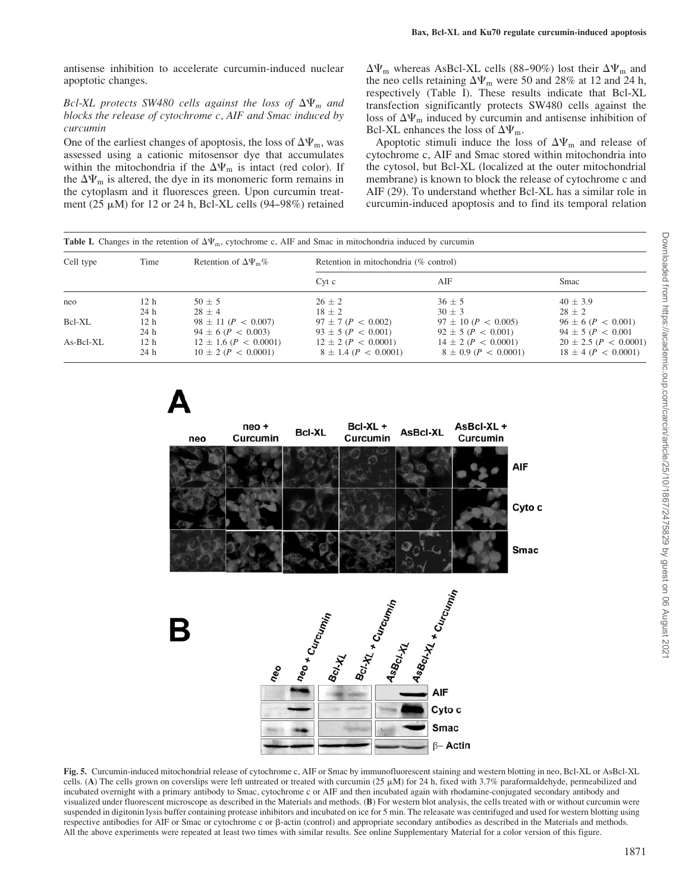antisense inhibition to accelerate curcumin-induced nuclear apoptotic changes.

### *Bcl-XL protects SW480 cells against the loss of $\Delta\Psi_m$ and blocks the release of cytochrome c, AIF and Smac induced by curcumin*

One of the earliest changes of apoptosis, the loss of $\Delta\Psi_m$, was assessed using a cationic mitosensor dye that accumulates within the mitochondria if the $\Delta\Psi_m$ is intact (red color). If the $\Delta\Psi_m$ is altered, the dye in its monomeric form remains in the cytoplasm and it fluoresces green. Upon curcumin treatment (25 μM) for 12 or 24 h, Bcl-XL cells (94–98%) retained $\Delta\Psi_m$ whereas AsBcl-XL cells (88–90%) lost their $\Delta\Psi_m$ and the neo cells retaining $\Delta\Psi_m$ were 50 and 28% at 12 and 24 h, respectively (Table I). These results indicate that Bcl-XL transfection significantly protects SW480 cells against the loss of $\Delta\Psi_m$ induced by curcumin and antisense inhibition of Bcl-XL enhances the loss of $\Delta\Psi_m$.

Apoptotic stimuli induce the loss of $\Delta\Psi_m$ and release of cytochrome c, AIF and Smac stored within mitochondria into the cytosol, but Bcl-XL (localized at the outer mitochondrial membrane) is known to block the release of cytochrome c and AIF (29). To understand whether Bcl-XL has a similar role in curcumin-induced apoptosis and to find its temporal relation

**Table I.** Changes in the retention of $\Delta\Psi_m$, cytochrome c, AIF and Smac in mitochondria induced by curcumin

| Cell type | Time | Retention of $\Delta\Psi_m$% | Retention in mitochondria (% control) | | |
|---|---|---|---|---|---|
| | | | Cyt c | AIF | Smac |
| neo | 12 h | 50 ± 5 | 26 ± 2 | 36 ± 5 | 40 ± 3.9 |
| | 24 h | 28 ± 4 | 18 ± 2 | 30 ± 3 | 28 ± 2 |
| Bcl-XL | 12 h | 98 ± 11 ($P < 0.007$) | 97 ± 7 ($P < 0.002$) | 97 ± 10 ($P < 0.005$) | 96 ± 6 ($P < 0.001$) |
| | 24 h | 94 ± 6 ($P < 0.003$) | 93 ± 5 ($P < 0.001$) | 92 ± 5 ($P < 0.001$) | 94 ± 5 ($P < 0.001$ |
| As-Bcl-XL | 12 h | 12 ± 1.6 ($P < 0.0001$) | 12 ± 2 ($P < 0.0001$) | 14 ± 2 ($P < 0.0001$) | 20 ± 2.5 ($P < 0.0001$) |
| | 24 h | 10 ± 2 ($P < 0.0001$) | 8 ± 1.4 ($P < 0.0001$) | 8 ± 0.9 ($P < 0.0001$) | 18 ± 4 ($P < 0.0001$) |

**Fig. 5.** Curcumin-induced mitochondrial release of cytochrome c, AIF or Smac by immunofluorescent staining and western blotting in neo, Bcl-XL or AsBcl-XL cells. (**A**) The cells grown on coverslips were left untreated or treated with curcumin (25 μM) for 24 h, fixed with 3.7% paraformaldehyde, permeabilized and incubated overnight with a primary antibody to Smac, cytochrome c or AIF and then incubated again with rhodamine-conjugated secondary antibody and visualized under fluorescent microscope as described in the Materials and methods. (**B**) For western blot analysis, the cells treated with or without curcumin were suspended in digitonin lysis buffer containing protease inhibitors and incubated on ice for 5 min. The releasate was centrifuged and used for western blotting using respective antibodies for AIF or Smac or cytochrome c or β-actin (control) and appropriate secondary antibodies as described in the Materials and methods. All the above experiments were repeated at least two times with similar results. See online Supplementary Material for a color version of this figure.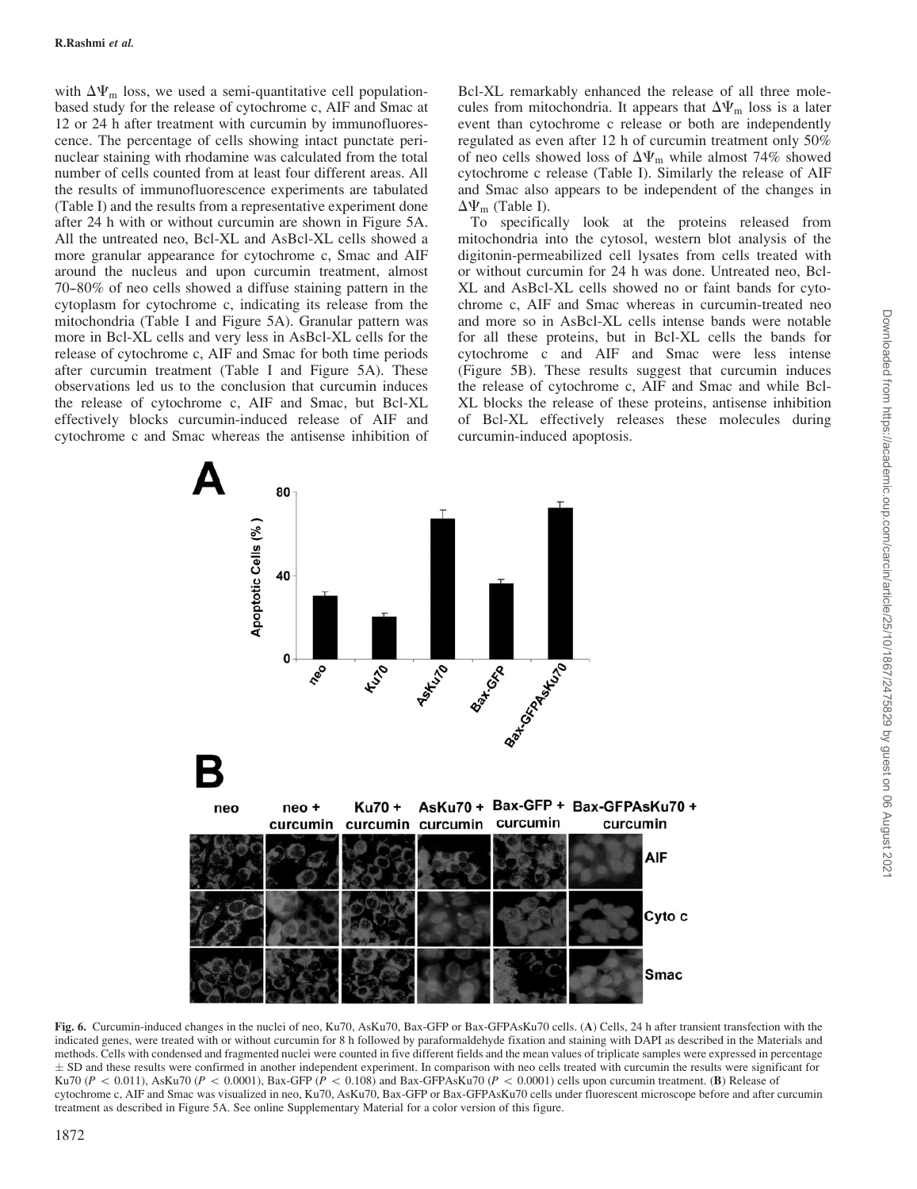with $\Delta\Psi_m$ loss, we used a semi-quantitative cell population-based study for the release of cytochrome c, AIF and Smac at 12 or 24 h after treatment with curcumin by immunofluorescence. The percentage of cells showing intact punctate perinuclear staining with rhodamine was calculated from the total number of cells counted from at least four different areas. All the results of immunofluorescence experiments are tabulated (Table I) and the results from a representative experiment done after 24 h with or without curcumin are shown in Figure 5A. All the untreated neo, Bcl-XL and AsBcl-XL cells showed a more granular appearance for cytochrome c, Smac and AIF around the nucleus and upon curcumin treatment, almost 70–80% of neo cells showed a diffuse staining pattern in the cytoplasm for cytochrome c, indicating its release from the mitochondria (Table I and Figure 5A). Granular pattern was more in Bcl-XL cells and very less in AsBcl-XL cells for the release of cytochrome c, AIF and Smac for both time periods after curcumin treatment (Table I and Figure 5A). These observations led us to the conclusion that curcumin induces the release of cytochrome c, AIF and Smac, but Bcl-XL effectively blocks curcumin-induced release of AIF and cytochrome c and Smac whereas the antisense inhibition of Bcl-XL remarkably enhanced the release of all three molecules from mitochondria. It appears that $\Delta\Psi_m$ loss is a later event than cytochrome c release or both are independently regulated as even after 12 h of curcumin treatment only 50% of neo cells showed loss of $\Delta\Psi_m$ while almost 74% showed cytochrome c release (Table I). Similarly the release of AIF and Smac also appears to be independent of the changes in $\Delta\Psi_m$ (Table I).

To specifically look at the proteins released from mitochondria into the cytosol, western blot analysis of the digitonin-permeabilized cell lysates from cells treated with or without curcumin for 24 h was done. Untreated neo, Bcl-XL and AsBcl-XL cells showed no or faint bands for cytochrome c, AIF and Smac whereas in curcumin-treated neo and more so in AsBcl-XL cells intense bands were notable for all these proteins, but in Bcl-XL cells the bands for cytochrome c and AIF and Smac were less intense (Figure 5B). These results suggest that curcumin induces the release of cytochrome c, AIF and Smac and while Bcl-XL blocks the release of these proteins, antisense inhibition of Bcl-XL effectively releases these molecules during curcumin-induced apoptosis.

**Fig. 6.** Curcumin-induced changes in the nuclei of neo, Ku70, AsKu70, Bax-GFP or Bax-GFPAsKu70 cells. (**A**) Cells, 24 h after transient transfection with the indicated genes, were treated with or without curcumin for 8 h followed by paraformaldehyde fixation and staining with DAPI as described in the Materials and methods. Cells with condensed and fragmented nuclei were counted in five different fields and the mean values of triplicate samples were expressed in percentage ± SD and these results were confirmed in another independent experiment. In comparison with neo cells treated with curcumin the results were significant for Ku70 ($P < 0.011$), AsKu70 ($P < 0.0001$), Bax-GFP ($P < 0.108$) and Bax-GFPAsKu70 ($P < 0.0001$) cells upon curcumin treatment. (**B**) Release of cytochrome c, AIF and Smac was visualized in neo, Ku70, AsKu70, Bax-GFP or Bax-GFPAsKu70 cells under fluorescent microscope before and after curcumin treatment as described in Figure 5A. See online Supplementary Material for a color version of this figure.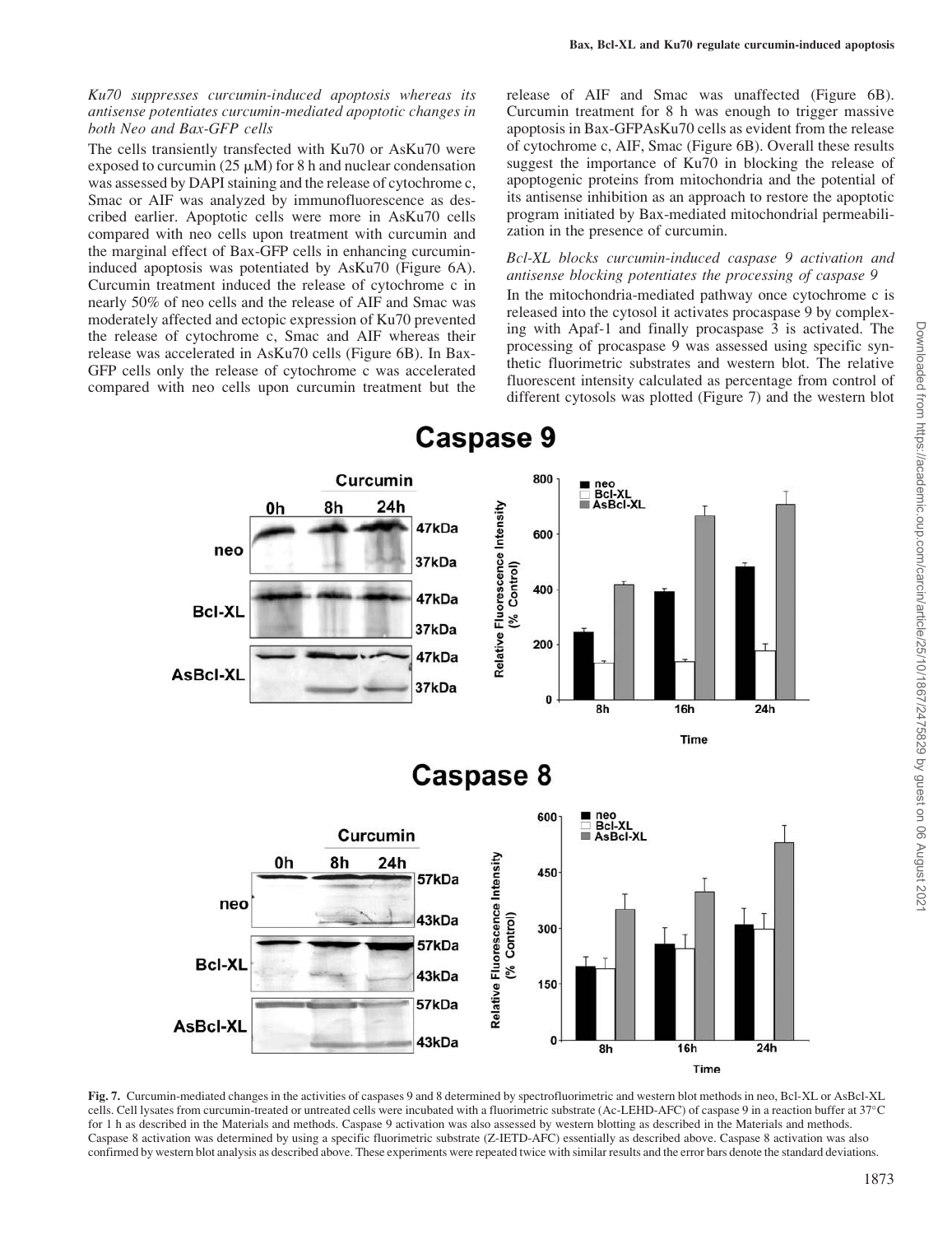*Ku70 suppresses curcumin-induced apoptosis whereas its antisense potentiates curcumin-mediated apoptotic changes in both Neo and Bax-GFP cells*

The cells transiently transfected with Ku70 or AsKu70 were exposed to curcumin (25 μM) for 8 h and nuclear condensation was assessed by DAPI staining and the release of cytochrome c, Smac or AIF was analyzed by immunofluorescence as described earlier. Apoptotic cells were more in AsKu70 cells compared with neo cells upon treatment with curcumin and the marginal effect of Bax-GFP cells in enhancing curcumin-induced apoptosis was potentiated by AsKu70 (Figure 6A). Curcumin treatment induced the release of cytochrome c in nearly 50% of neo cells and the release of AIF and Smac was moderately affected and ectopic expression of Ku70 prevented the release of cytochrome c, Smac and AIF whereas their release was accelerated in AsKu70 cells (Figure 6B). In Bax-GFP cells only the release of cytochrome c was accelerated compared with neo cells upon curcumin treatment but the release of AIF and Smac was unaffected (Figure 6B). Curcumin treatment for 8 h was enough to trigger massive apoptosis in Bax-GFPAsKu70 cells as evident from the release of cytochrome c, AIF, Smac (Figure 6B). Overall these results suggest the importance of Ku70 in blocking the release of apoptogenic proteins from mitochondria and the potential of its antisense inhibition as an approach to restore the apoptotic program initiated by Bax-mediated mitochondrial permeabilization in the presence of curcumin.

*Bcl-XL blocks curcumin-induced caspase 9 activation and antisense blocking potentiates the processing of caspase 9*

In the mitochondria-mediated pathway once cytochrome c is released into the cytosol it activates procaspase 9 by complexing with Apaf-1 and finally procaspase 3 is activated. The processing of procaspase 9 was assessed using specific synthetic fluorimetric substrates and western blot. The relative fluorescent intensity calculated as percentage from control of different cytosols was plotted (Figure 7) and the western blot

**Fig. 7.** Curcumin-mediated changes in the activities of caspases 9 and 8 determined by spectrofluorimetric and western blot methods in neo, Bcl-XL or AsBcl-XL cells. Cell lysates from curcumin-treated or untreated cells were incubated with a fluorimetric substrate (Ac-LEHD-AFC) of caspase 9 in a reaction buffer at 37°C for 1 h as described in the Materials and methods. Caspase 9 activation was also assessed by western blotting as described in the Materials and methods. Caspase 8 activation was determined by using a specific fluorimetric substrate (Z-IETD-AFC) essentially as described above. Caspase 8 activation was also confirmed by western blot analysis as described above. These experiments were repeated twice with similar results and the error bars denote the standard deviations.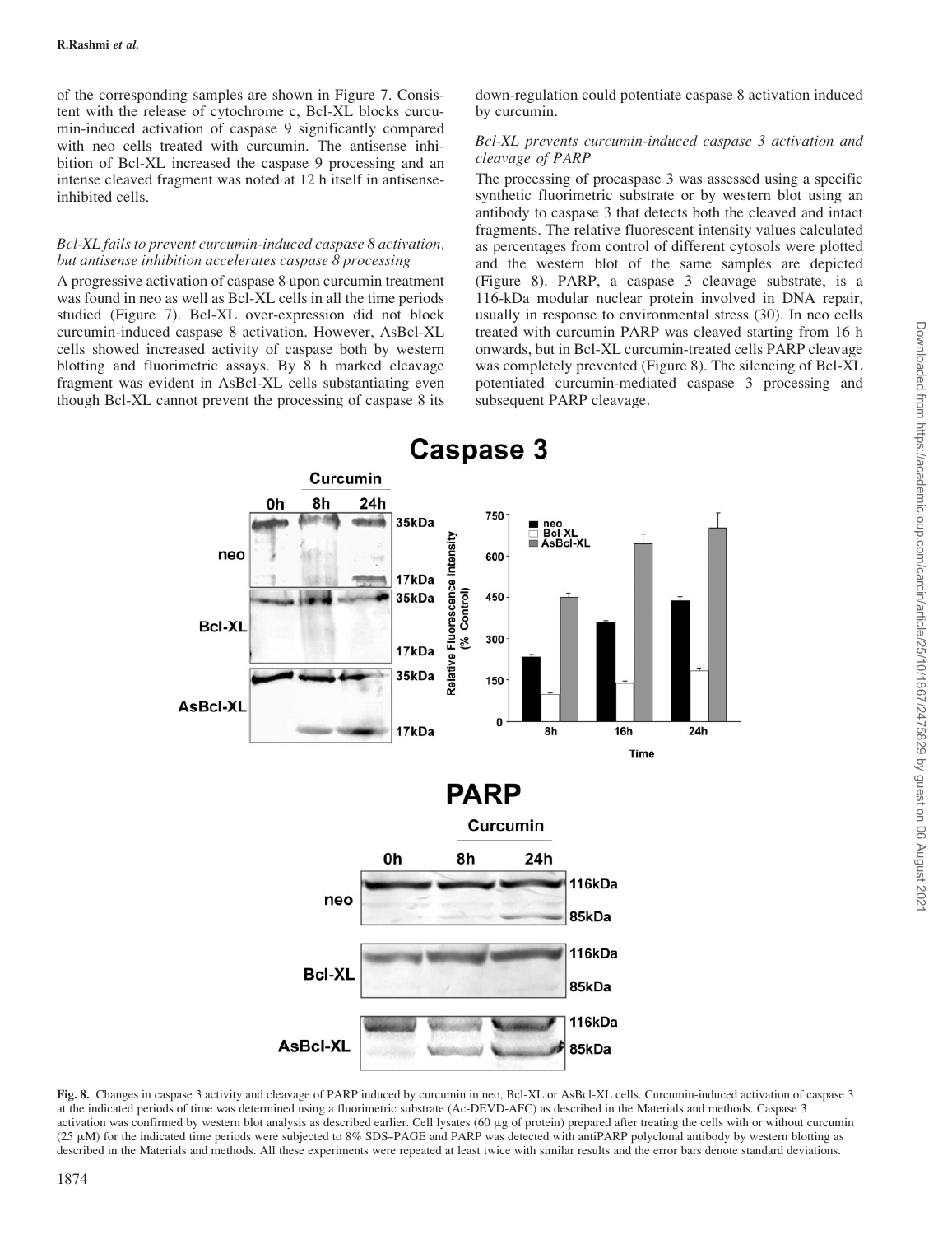of the corresponding samples are shown in Figure 7. Consistent with the release of cytochrome c, Bcl-XL blocks curcumin-induced activation of caspase 9 significantly compared with neo cells treated with curcumin. The antisense inhibition of Bcl-XL increased the caspase 9 processing and an intense cleaved fragment was noted at 12 h itself in antisense-inhibited cells.

### *Bcl-XL fails to prevent curcumin-induced caspase 8 activation, but antisense inhibition accelerates caspase 8 processing*

A progressive activation of caspase 8 upon curcumin treatment was found in neo as well as Bcl-XL cells in all the time periods studied (Figure 7). Bcl-XL over-expression did not block curcumin-induced caspase 8 activation. However, AsBcl-XL cells showed increased activity of caspase both by western blotting and fluorimetric assays. By 8 h marked cleavage fragment was evident in AsBcl-XL cells substantiating even though Bcl-XL cannot prevent the processing of caspase 8 its down-regulation could potentiate caspase 8 activation induced by curcumin.

### *Bcl-XL prevents curcumin-induced caspase 3 activation and cleavage of PARP*

The processing of procaspase 3 was assessed using a specific synthetic fluorimetric substrate or by western blot using an antibody to caspase 3 that detects both the cleaved and intact fragments. The relative fluorescent intensity values calculated as percentages from control of different cytosols were plotted and the western blot of the same samples are depicted (Figure 8). PARP, a caspase 3 cleavage substrate, is a 116-kDa modular nuclear protein involved in DNA repair, usually in response to environmental stress (30). In neo cells treated with curcumin PARP was cleaved starting from 16 h onwards, but in Bcl-XL curcumin-treated cells PARP cleavage was completely prevented (Figure 8). The silencing of Bcl-XL potentiated curcumin-mediated caspase 3 processing and subsequent PARP cleavage.

**Fig. 8.** Changes in caspase 3 activity and cleavage of PARP induced by curcumin in neo, Bcl-XL or AsBcl-XL cells. Curcumin-induced activation of caspase 3 at the indicated periods of time was determined using a fluorimetric substrate (Ac-DEVD-AFC) as described in the Materials and methods. Caspase 3 activation was confirmed by western blot analysis as described earlier. Cell lysates (60 μg of protein) prepared after treating the cells with or without curcumin (25 μM) for the indicated time periods were subjected to 8% SDS–PAGE and PARP was detected with antiPARP polyclonal antibody by western blotting as described in the Materials and methods. All these experiments were repeated at least twice with similar results and the error bars denote standard deviations.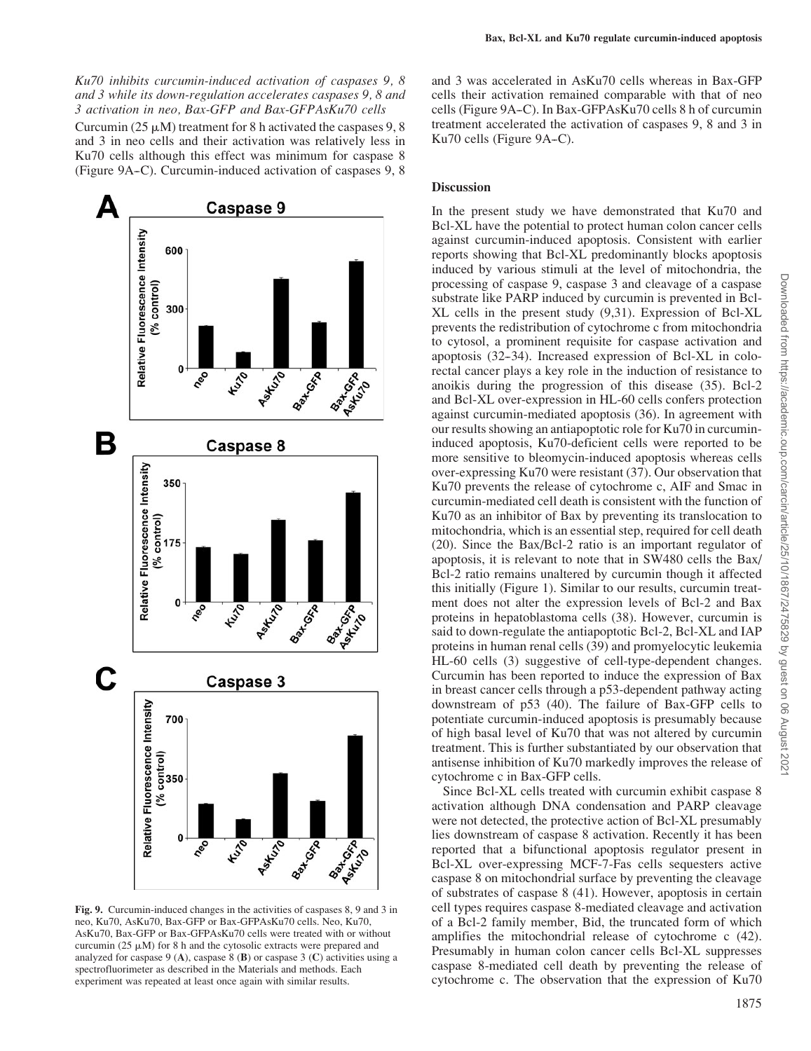*Ku70 inhibits curcumin-induced activation of caspases 9, 8 and 3 while its down-regulation accelerates caspases 9, 8 and 3 activation in neo, Bax-GFP and Bax-GFPAsKu70 cells*

Curcumin (25 μM) treatment for 8 h activated the caspases 9, 8 and 3 in neo cells and their activation was relatively less in Ku70 cells although this effect was minimum for caspase 8 (Figure 9A–C). Curcumin-induced activation of caspases 9, 8 and 3 was accelerated in AsKu70 cells whereas in Bax-GFP cells their activation remained comparable with that of neo cells (Figure 9A–C). In Bax-GFPAsKu70 cells 8 h of curcumin treatment accelerated the activation of caspases 9, 8 and 3 in Ku70 cells (Figure 9A–C).

**Fig. 9.** Curcumin-induced changes in the activities of caspases 8, 9 and 3 in neo, Ku70, AsKu70, Bax-GFP or Bax-GFPAsKu70 cells. Neo, Ku70, AsKu70, Bax-GFP or Bax-GFPAsKu70 cells were treated with or without curcumin (25 μM) for 8 h and the cytosolic extracts were prepared and analyzed for caspase 9 (**A**), caspase 8 (**B**) or caspase 3 (**C**) activities using a spectrofluorimeter as described in the Materials and methods. Each experiment was repeated at least once again with similar results.

## Discussion

In the present study we have demonstrated that Ku70 and Bcl-XL have the potential to protect human colon cancer cells against curcumin-induced apoptosis. Consistent with earlier reports showing that Bcl-XL predominantly blocks apoptosis induced by various stimuli at the level of mitochondria, the processing of caspase 9, caspase 3 and cleavage of a caspase substrate like PARP induced by curcumin is prevented in Bcl-XL cells in the present study (9,31). Expression of Bcl-XL prevents the redistribution of cytochrome c from mitochondria to cytosol, a prominent requisite for caspase activation and apoptosis (32–34). Increased expression of Bcl-XL in colorectal cancer plays a key role in the induction of resistance to anoikis during the progression of this disease (35). Bcl-2 and Bcl-XL over-expression in HL-60 cells confers protection against curcumin-mediated apoptosis (36). In agreement with our results showing an antiapoptotic role for Ku70 in curcumin-induced apoptosis, Ku70-deficient cells were reported to be more sensitive to bleomycin-induced apoptosis whereas cells over-expressing Ku70 were resistant (37). Our observation that Ku70 prevents the release of cytochrome c, AIF and Smac in curcumin-mediated cell death is consistent with the function of Ku70 as an inhibitor of Bax by preventing its translocation to mitochondria, which is an essential step, required for cell death (20). Since the Bax/Bcl-2 ratio is an important regulator of apoptosis, it is relevant to note that in SW480 cells the Bax/Bcl-2 ratio remains unaltered by curcumin though it affected this initially (Figure 1). Similar to our results, curcumin treatment does not alter the expression levels of Bcl-2 and Bax proteins in hepatoblastoma cells (38). However, curcumin is said to down-regulate the antiapoptotic Bcl-2, Bcl-XL and IAP proteins in human renal cells (39) and promyelocytic leukemia HL-60 cells (3) suggestive of cell-type-dependent changes. Curcumin has been reported to induce the expression of Bax in breast cancer cells through a p53-dependent pathway acting downstream of p53 (40). The failure of Bax-GFP cells to potentiate curcumin-induced apoptosis is presumably because of high basal level of Ku70 that was not altered by curcumin treatment. This is further substantiated by our observation that antisense inhibition of Ku70 markedly improves the release of cytochrome c in Bax-GFP cells.

Since Bcl-XL cells treated with curcumin exhibit caspase 8 activation although DNA condensation and PARP cleavage were not detected, the protective action of Bcl-XL presumably lies downstream of caspase 8 activation. Recently it has been reported that a bifunctional apoptosis regulator present in Bcl-XL over-expressing MCF-7-Fas cells sequesters active caspase 8 on mitochondrial surface by preventing the cleavage of substrates of caspase 8 (41). However, apoptosis in certain cell types requires caspase 8-mediated cleavage and activation of a Bcl-2 family member, Bid, the truncated form of which amplifies the mitochondrial release of cytochrome c (42). Presumably in human colon cancer cells Bcl-XL suppresses caspase 8-mediated cell death by preventing the release of cytochrome c. The observation that the expression of Ku70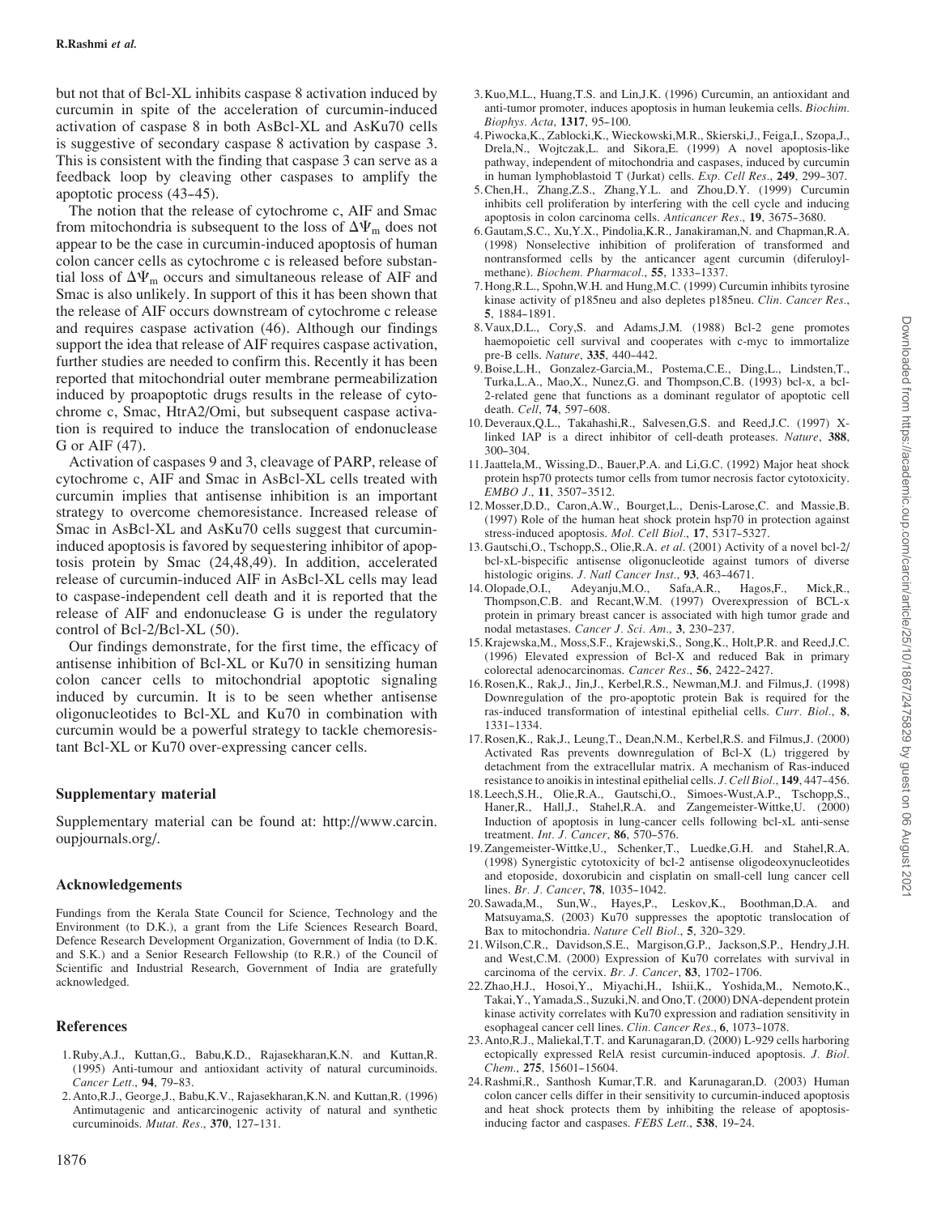but not that of Bcl-XL inhibits caspase 8 activation induced by curcumin in spite of the acceleration of curcumin-induced activation of caspase 8 in both AsBcl-XL and AsKu70 cells is suggestive of secondary caspase 8 activation by caspase 3. This is consistent with the finding that caspase 3 can serve as a feedback loop by cleaving other caspases to amplify the apoptotic process (43–45).

The notion that the release of cytochrome c, AIF and Smac from mitochondria is subsequent to the loss of $\Delta\Psi_m$ does not appear to be the case in curcumin-induced apoptosis of human colon cancer cells as cytochrome c is released before substantial loss of $\Delta\Psi_m$ occurs and simultaneous release of AIF and Smac is also unlikely. In support of this it has been shown that the release of AIF occurs downstream of cytochrome c release and requires caspase activation (46). Although our findings support the idea that release of AIF requires caspase activation, further studies are needed to confirm this. Recently it has been reported that mitochondrial outer membrane permeabilization induced by proapoptotic drugs results in the release of cytochrome c, Smac, HtrA2/Omi, but subsequent caspase activation is required to induce the translocation of endonuclease G or AIF (47).

Activation of caspases 9 and 3, cleavage of PARP, release of cytochrome c, AIF and Smac in AsBcl-XL cells treated with curcumin implies that antisense inhibition is an important strategy to overcome chemoresistance. Increased release of Smac in AsBcl-XL and AsKu70 cells suggest that curcumin-induced apoptosis is favored by sequestering inhibitor of apoptosis protein by Smac (24,48,49). In addition, accelerated release of curcumin-induced AIF in AsBcl-XL cells may lead to caspase-independent cell death and it is reported that the release of AIF and endonuclease G is under the regulatory control of Bcl-2/Bcl-XL (50).

Our findings demonstrate, for the first time, the efficacy of antisense inhibition of Bcl-XL or Ku70 in sensitizing human colon cancer cells to mitochondrial apoptotic signaling induced by curcumin. It is to be seen whether antisense oligonucleotides to Bcl-XL and Ku70 in combination with curcumin would be a powerful strategy to tackle chemoresistant Bcl-XL or Ku70 over-expressing cancer cells.

## Supplementary material

Supplementary material can be found at: http://www.carcin.oupjournals.org/.

## Acknowledgements

Fundings from the Kerala State Council for Science, Technology and the Environment (to D.K.), a grant from the Life Sciences Research Board, Defence Research Development Organization, Government of India (to D.K. and S.K.) and a Senior Research Fellowship (to R.R.) of the Council of Scientific and Industrial Research, Government of India are gratefully acknowledged.

## References

1. Ruby,A.J., Kuttan,G., Babu,K.D., Rajasekharan,K.N. and Kuttan,R. (1995) Anti-tumour and antioxidant activity of natural curcuminoids. *Cancer Lett*., **94**, 79–83.
2. Anto,R.J., George,J., Babu,K.V., Rajasekharan,K.N. and Kuttan,R. (1996) Antimutagenic and anticarcinogenic activity of natural and synthetic curcuminoids. *Mutat. Res*., **370**, 127–131.
3. Kuo,M.L., Huang,T.S. and Lin,J.K. (1996) Curcumin, an antioxidant and anti-tumor promoter, induces apoptosis in human leukemia cells. *Biochim. Biophys. Acta*, **1317**, 95–100.
4. Piwocka,K., Zablocki,K., Wieckowski,M.R., Skierski,J., Feiga,I., Szopa,J., Drela,N., Wojtczak,L. and Sikora,E. (1999) A novel apoptosis-like pathway, independent of mitochondria and caspases, induced by curcumin in human lymphoblastoid T (Jurkat) cells. *Exp. Cell Res*., **249**, 299–307.
5. Chen,H., Zhang,Z.S., Zhang,Y.L. and Zhou,D.Y. (1999) Curcumin inhibits cell proliferation by interfering with the cell cycle and inducing apoptosis in colon carcinoma cells. *Anticancer Res*., **19**, 3675–3680.
6. Gautam,S.C., Xu,Y.X., Pindolia,K.R., Janakiraman,N. and Chapman,R.A. (1998) Nonselective inhibition of proliferation of transformed and nontransformed cells by the anticancer agent curcumin (diferuloylmethane). *Biochem. Pharmacol*., **55**, 1333–1337.
7. Hong,R.L., Spohn,W.H. and Hung,M.C. (1999) Curcumin inhibits tyrosine kinase activity of p185neu and also depletes p185neu. *Clin. Cancer Res*., **5**, 1884–1891.
8. Vaux,D.L., Cory,S. and Adams,J.M. (1988) Bcl-2 gene promotes haemopoietic cell survival and cooperates with c-myc to immortalize pre-B cells. *Nature*, **335**, 440–442.
9. Boise,L.H., Gonzalez-Garcia,M., Postema,C.E., Ding,L., Lindsten,T., Turka,L.A., Mao,X., Nunez,G. and Thompson,C.B. (1993) bcl-x, a bcl-2-related gene that functions as a dominant regulator of apoptotic cell death. *Cell*, **74**, 597–608.
10. Deveraux,Q.L., Takahashi,R., Salvesen,G.S. and Reed,J.C. (1997) X-linked IAP is a direct inhibitor of cell-death proteases. *Nature*, **388**, 300–304.
11. Jaattela,M., Wissing,D., Bauer,P.A. and Li,G.C. (1992) Major heat shock protein hsp70 protects tumor cells from tumor necrosis factor cytotoxicity. *EMBO J*., **11**, 3507–3512.
12. Mosser,D.D., Caron,A.W., Bourget,L., Denis-Larose,C. and Massie,B. (1997) Role of the human heat shock protein hsp70 in protection against stress-induced apoptosis. *Mol. Cell Biol*., **17**, 5317–5327.
13. Gautschi,O., Tschopp,S., Olie,R.A. *et al*. (2001) Activity of a novel bcl-2/bcl-xL-bispecific antisense oligonucleotide against tumors of diverse histologic origins. *J. Natl Cancer Inst*., **93**, 463–4671.
14. Olopade,O.I., Adeyanju,M.O., Safa,A.R., Hagos,F., Mick,R., Thompson,C.B. and Recant,W.M. (1997) Overexpression of BCL-x protein in primary breast cancer is associated with high tumor grade and nodal metastases. *Cancer J. Sci. Am*., **3**, 230–237.
15. Krajewska,M., Moss,S.F., Krajewski,S., Song,K., Holt,P.R. and Reed,J.C. (1996) Elevated expression of Bcl-X and reduced Bak in primary colorectal adenocarcinomas. *Cancer Res*., **56**, 2422–2427.
16. Rosen,K., Rak,J., Jin,J., Kerbel,R.S., Newman,M.J. and Filmus,J. (1998) Downregulation of the pro-apoptotic protein Bak is required for the ras-induced transformation of intestinal epithelial cells. *Curr. Biol*., **8**, 1331–1334.
17. Rosen,K., Rak,J., Leung,T., Dean,N.M., Kerbel,R.S. and Filmus,J. (2000) Activated Ras prevents downregulation of Bcl-X (L) triggered by detachment from the extracellular matrix. A mechanism of Ras-induced resistance to anoikis in intestinal epithelial cells. *J. Cell Biol*., **149**, 447–456.
18. Leech,S.H., Olie,R.A., Gautschi,O., Simoes-Wust,A.P., Tschopp,S., Haner,R., Hall,J., Stahel,R.A. and Zangemeister-Wittke,U. (2000) Induction of apoptosis in lung-cancer cells following bcl-xL anti-sense treatment. *Int. J. Cancer*, **86**, 570–576.
19. Zangemeister-Wittke,U., Schenker,T., Luedke,G.H. and Stahel,R.A. (1998) Synergistic cytotoxicity of bcl-2 antisense oligodeoxynucleotides and etoposide, doxorubicin and cisplatin on small-cell lung cancer cell lines. *Br. J. Cancer*, **78**, 1035–1042.
20. Sawada,M., Sun,W., Hayes,P., Leskov,K., Boothman,D.A. and Matsuyama,S. (2003) Ku70 suppresses the apoptotic translocation of Bax to mitochondria. *Nature Cell Biol*., **5**, 320–329.
21. Wilson,C.R., Davidson,S.E., Margison,G.P., Jackson,S.P., Hendry,J.H. and West,C.M. (2000) Expression of Ku70 correlates with survival in carcinoma of the cervix. *Br. J. Cancer*, **83**, 1702–1706.
22. Zhao,H.J., Hosoi,Y., Miyachi,H., Ishii,K., Yoshida,M., Nemoto,K., Takai,Y., Yamada,S., Suzuki,N. and Ono,T. (2000) DNA-dependent protein kinase activity correlates with Ku70 expression and radiation sensitivity in esophageal cancer cell lines. *Clin. Cancer Res*., **6**, 1073–1078.
23. Anto,R.J., Maliekal,T.T. and Karunagaran,D. (2000) L-929 cells harboring ectopically expressed RelA resist curcumin-induced apoptosis. *J. Biol. Chem*., **275**, 15601–15604.
24. Rashmi,R., Santhosh Kumar,T.R. and Karunagaran,D. (2003) Human colon cancer cells differ in their sensitivity to curcumin-induced apoptosis and heat shock protects them by inhibiting the release of apoptosis-inducing factor and caspases. *FEBS Lett*., **538**, 19–24.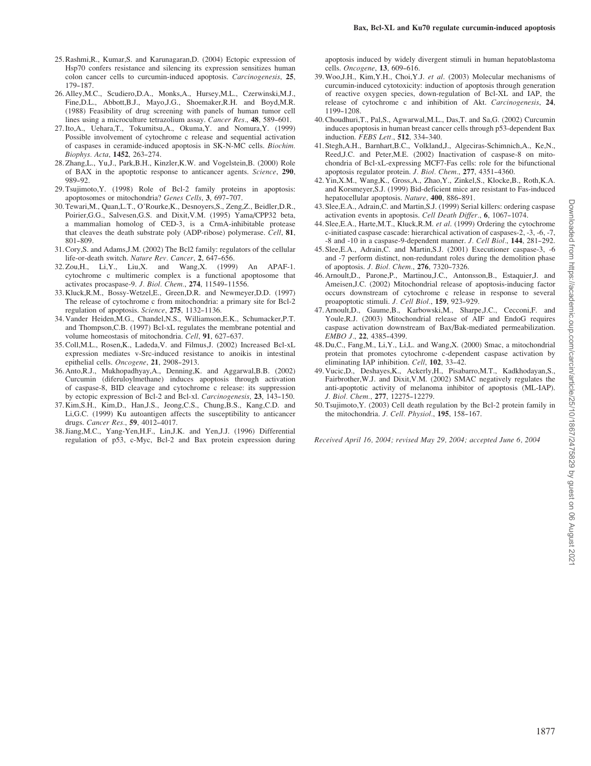25. Rashmi,R., Kumar,S. and Karunagaran,D. (2004) Ectopic expression of Hsp70 confers resistance and silencing its expression sensitizes human colon cancer cells to curcumin-induced apoptosis. *Carcinogenesis*, **25**, 179–187.
26. Alley,M.C., Scudiero,D.A., Monks,A., Hursey,M.L., Czerwinski,M.J., Fine,D.L., Abbott,B.J., Mayo,J.G., Shoemaker,R.H. and Boyd,M.R. (1988) Feasibility of drug screening with panels of human tumor cell lines using a microculture tetrazolium assay. *Cancer Res*., **48**, 589–601.
27. Ito,A., Uehara,T., Tokumitsu,A., Okuma,Y. and Nomura,Y. (1999) Possible involvement of cytochrome c release and sequential activation of caspases in ceramide-induced apoptosis in SK-N-MC cells. *Biochim. Biophys. Acta*, **1452**, 263–274.
28. Zhang,L., Yu,J., Park,B.H., Kinzler,K.W. and Vogelstein,B. (2000) Role of BAX in the apoptotic response to anticancer agents. *Science*, **290**, 989–92.
29. Tsujimoto,Y. (1998) Role of Bcl-2 family proteins in apoptosis: apoptosomes or mitochondria? *Genes Cells*, **3**, 697–707.
30. Tewari,M., Quan,L.T., O'Rourke,K., Desnoyers,S., Zeng,Z., Beidler,D.R., Poirier,G.G., Salvesen,G.S. and Dixit,V.M. (1995) Yama/CPP32 beta, a mammalian homolog of CED-3, is a CrmA-inhibitable protease that cleaves the death substrate poly (ADP-ribose) polymerase. *Cell*, **81**, 801–809.
31. Cory,S. and Adams,J.M. (2002) The Bcl2 family: regulators of the cellular life-or-death switch. *Nature Rev. Cancer*, **2**, 647–656.
32. Zou,H., Li,Y., Liu,X. and Wang,X. (1999) An APAF-1. cytochrome c multimeric complex is a functional apoptosome that activates procaspase-9. *J. Biol. Chem*., **274**, 11549–11556.
33. Kluck,R.M., Bossy-Wetzel,E., Green,D.R. and Newmeyer,D.D. (1997) The release of cytochrome c from mitochondria: a primary site for Bcl-2 regulation of apoptosis. *Science*, **275**, 1132–1136.
34. Vander Heiden,M.G., Chandel,N.S., Williamson,E.K., Schumacker,P.T. and Thompson,C.B. (1997) Bcl-xL regulates the membrane potential and volume homeostasis of mitochondria. *Cell*, **91**, 627–637.
35. Coll,M.L., Rosen,K., Ladeda,V. and Filmus,J. (2002) Increased Bcl-xL expression mediates v-Src-induced resistance to anoikis in intestinal epithelial cells. *Oncogene*, **21**, 2908–2913.
36. Anto,R.J., Mukhopadhyay,A., Denning,K. and Aggarwal,B.B. (2002) Curcumin (diferuloylmethane) induces apoptosis through activation of caspase-8, BID cleavage and cytochrome c release: its suppression by ectopic expression of Bcl-2 and Bcl-xl. *Carcinogenesis*, **23**, 143–150.
37. Kim,S.H., Kim,D., Han,J.S., Jeong,C.S., Chung,B.S., Kang,C.D. and Li,G.C. (1999) Ku autoantigen affects the susceptibility to anticancer drugs. *Cancer Res*., **59**, 4012–4017.
38. Jiang,M.C., Yang-Yen,H.F., Lin,J.K. and Yen,J.J. (1996) Differential regulation of p53, c-Myc, Bcl-2 and Bax protein expression during apoptosis induced by widely divergent stimuli in human hepatoblastoma cells. *Oncogene*, **13**, 609–616.
39. Woo,J.H., Kim,Y.H., Choi,Y.J. *et al*. (2003) Molecular mechanisms of curcumin-induced cytotoxicity: induction of apoptosis through generation of reactive oxygen species, down-regulation of Bcl-XL and IAP, the release of cytochrome c and inhibition of Akt. *Carcinogenesis*, **24**, 1199–1208.
40. Choudhuri,T., Pal,S., Agwarwal,M.L., Das,T. and Sa,G. (2002) Curcumin induces apoptosis in human breast cancer cells through p53-dependent Bax induction. *FEBS Lett*., **512**, 334–340.
41. Stegh,A.H., Barnhart,B.C., Volkland,J., Algeciras-Schimnich,A., Ke,N., Reed,J.C. and Peter,M.E. (2002) Inactivation of caspase-8 on mitochondria of Bcl-xL-expressing MCF7-Fas cells: role for the bifunctional apoptosis regulator protein. *J. Biol. Chem*., **277**, 4351–4360.
42. Yin,X.M., Wang,K., Gross,A., Zhao,Y., Zinkel,S., Klocke,B., Roth,K.A. and Korsmeyer,S.J. (1999) Bid-deficient mice are resistant to Fas-induced hepatocellular apoptosis. *Nature*, **400**, 886–891.
43. Slee,E.A., Adrain,C. and Martin,S.J. (1999) Serial killers: ordering caspase activation events in apoptosis. *Cell Death Differ*., **6**, 1067–1074.
44. Slee,E.A., Harte,M.T., Kluck,R.M. *et al*. (1999) Ordering the cytochrome c-initiated caspase cascade: hierarchical activation of caspases-2, -3, -6, -7, -8 and -10 in a caspase-9-dependent manner. *J. Cell Biol*., **144**, 281–292.
45. Slee,E.A., Adrain,C. and Martin,S.J. (2001) Executioner caspase-3, -6 and -7 perform distinct, non-redundant roles during the demolition phase of apoptosis. *J. Biol. Chem*., **276**, 7320–7326.
46. Arnoult,D., Parone,P., Martinou,J.C., Antonsson,B., Estaquier,J. and Ameisen,J.C. (2002) Mitochondrial release of apoptosis-inducing factor occurs downstream of cytochrome c release in response to several proapoptotic stimuli. *J. Cell Biol*., **159**, 923–929.
47. Arnoult,D., Gaume,B., Karbowski,M., Sharpe,J.C., Cecconi,F. and Youle,R.J. (2003) Mitochondrial release of AIF and EndoG requires caspase activation downstream of Bax/Bak-mediated permeabilization. *EMBO J*., **22**, 4385–4399.
48. Du,C., Fang,M., Li,Y., Li,L. and Wang,X. (2000) Smac, a mitochondrial protein that promotes cytochrome c-dependent caspase activation by eliminating IAP inhibition. *Cell*, **102**, 33–42.
49. Vucic,D., Deshayes,K., Ackerly,H., Pisabarro,M.T., Kadkhodayan,S., Fairbrother,W.J. and Dixit,V.M. (2002) SMAC negatively regulates the anti-apoptotic activity of melanoma inhibitor of apoptosis (ML-IAP). *J. Biol. Chem*., **277**, 12275–12279.
50. Tsujimoto,Y. (2003) Cell death regulation by the Bcl-2 protein family in the mitochondria. *J. Cell. Physiol*., **195**, 158–167.

*Received April 16, 2004; revised May 29, 2004; accepted June 6, 2004*